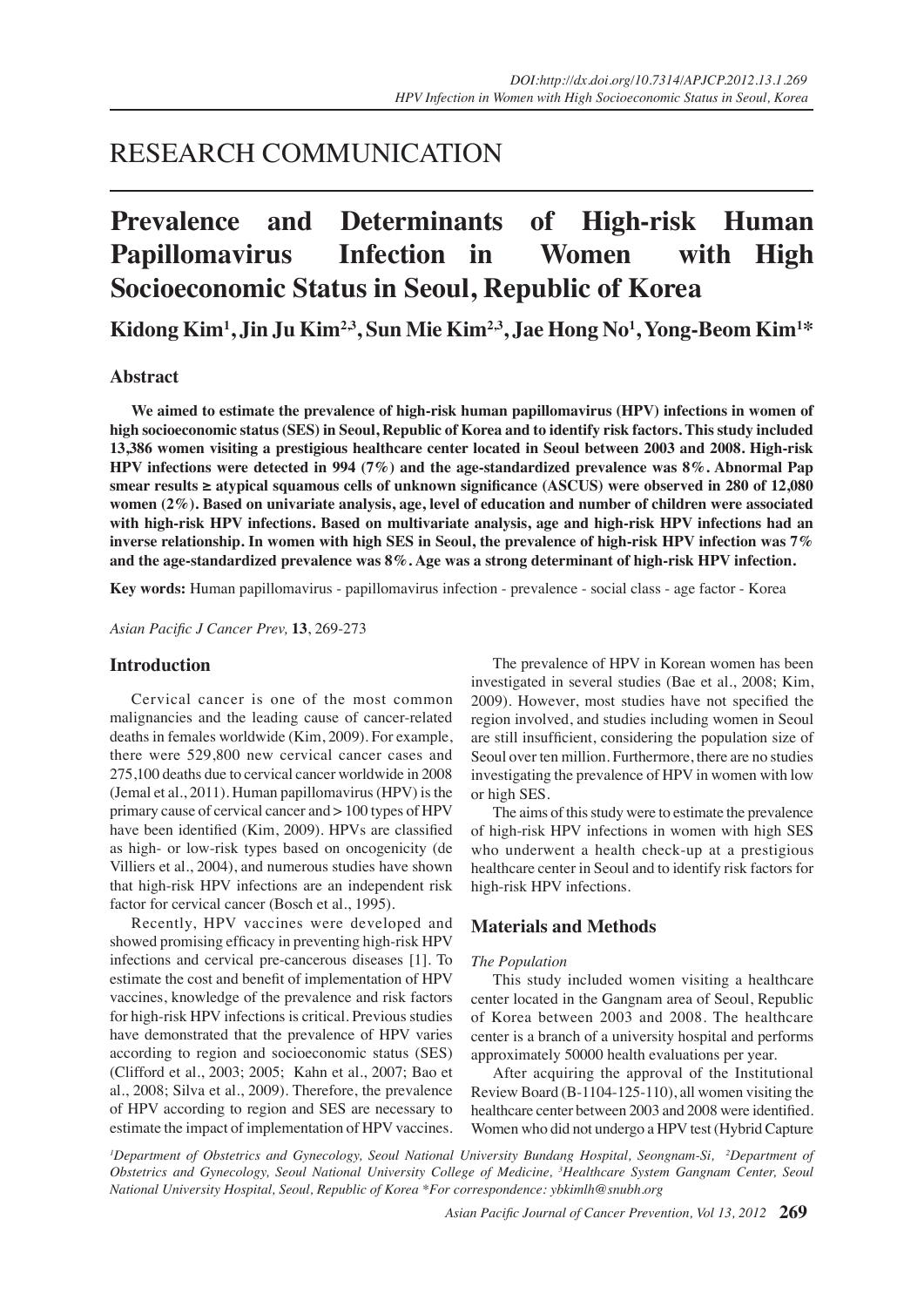# RESEARCH COMMUNICATION

## Prevalence and Determinants of High-risk Human Papillomavirus Infection in Women with High Socioeconomic Status in Seoul, Republic of Korea

**Kidong Kim[1], Jin Ju Kim[2,3], Sun Mie Kim[2,3], Jae Hong No[1], Yong-Beom Kim[1]***

### Abstract

**We aimed to estimate the prevalence of high-risk human papillomavirus (HPV) infections in women of high socioeconomic status (SES) in Seoul, Republic of Korea and to identify risk factors. This study included 13,386 women visiting a prestigious healthcare center located in Seoul between 2003 and 2008. High-risk HPV infections were detected in 994 (7%) and the age-standardized prevalence was 8%. Abnormal Pap smear results ≥ atypical squamous cells of unknown significance (ASCUS) were observed in 280 of 12,080 women (2%). Based on univariate analysis, age, level of education and number of children were associated with high-risk HPV infections. Based on multivariate analysis, age and high-risk HPV infections had an inverse relationship. In women with high SES in Seoul, the prevalence of high-risk HPV infection was 7% and the age-standardized prevalence was 8%. Age was a strong determinant of high-risk HPV infection.**

**Key words:** Human papillomavirus - papillomavirus infection - prevalence - social class - age factor - Korea

*Asian Pacific J Cancer Prev,* **13**, 269-273

### Introduction

Cervical cancer is one of the most common malignancies and the leading cause of cancer-related deaths in females worldwide (Kim, 2009). For example, there were 529,800 new cervical cancer cases and 275,100 deaths due to cervical cancer worldwide in 2008 (Jemal et al., 2011). Human papillomavirus (HPV) is the primary cause of cervical cancer and > 100 types of HPV have been identified (Kim, 2009). HPVs are classified as high- or low-risk types based on oncogenicity (de Villiers et al., 2004), and numerous studies have shown that high-risk HPV infections are an independent risk factor for cervical cancer (Bosch et al., 1995).

Recently, HPV vaccines were developed and showed promising efficacy in preventing high-risk HPV infections and cervical pre-cancerous diseases [1]. To estimate the cost and benefit of implementation of HPV vaccines, knowledge of the prevalence and risk factors for high-risk HPV infections is critical. Previous studies have demonstrated that the prevalence of HPV varies according to region and socioeconomic status (SES) (Clifford et al., 2003; 2005; Kahn et al., 2007; Bao et al., 2008; Silva et al., 2009). Therefore, the prevalence of HPV according to region and SES are necessary to estimate the impact of implementation of HPV vaccines.

The prevalence of HPV in Korean women has been investigated in several studies (Bae et al., 2008; Kim, 2009). However, most studies have not specified the region involved, and studies including women in Seoul are still insufficient, considering the population size of Seoul over ten million. Furthermore, there are no studies investigating the prevalence of HPV in women with low or high SES.

The aims of this study were to estimate the prevalence of high-risk HPV infections in women with high SES who underwent a health check-up at a prestigious healthcare center in Seoul and to identify risk factors for high-risk HPV infections.

### Materials and Methods

*The Population*

This study included women visiting a healthcare center located in the Gangnam area of Seoul, Republic of Korea between 2003 and 2008. The healthcare center is a branch of a university hospital and performs approximately 50000 health evaluations per year.

After acquiring the approval of the Institutional Review Board (B-1104-125-110), all women visiting the healthcare center between 2003 and 2008 were identified. Women who did not undergo a HPV test (Hybrid Capture

*[1]Department of Obstetrics and Gynecology, Seoul National University Bundang Hospital, Seongnam-Si, [2]Department of Obstetrics and Gynecology, Seoul National University College of Medicine, [3]Healthcare System Gangnam Center, Seoul National University Hospital, Seoul, Republic of Korea \*For correspondence: ybkimlh@snubh.org*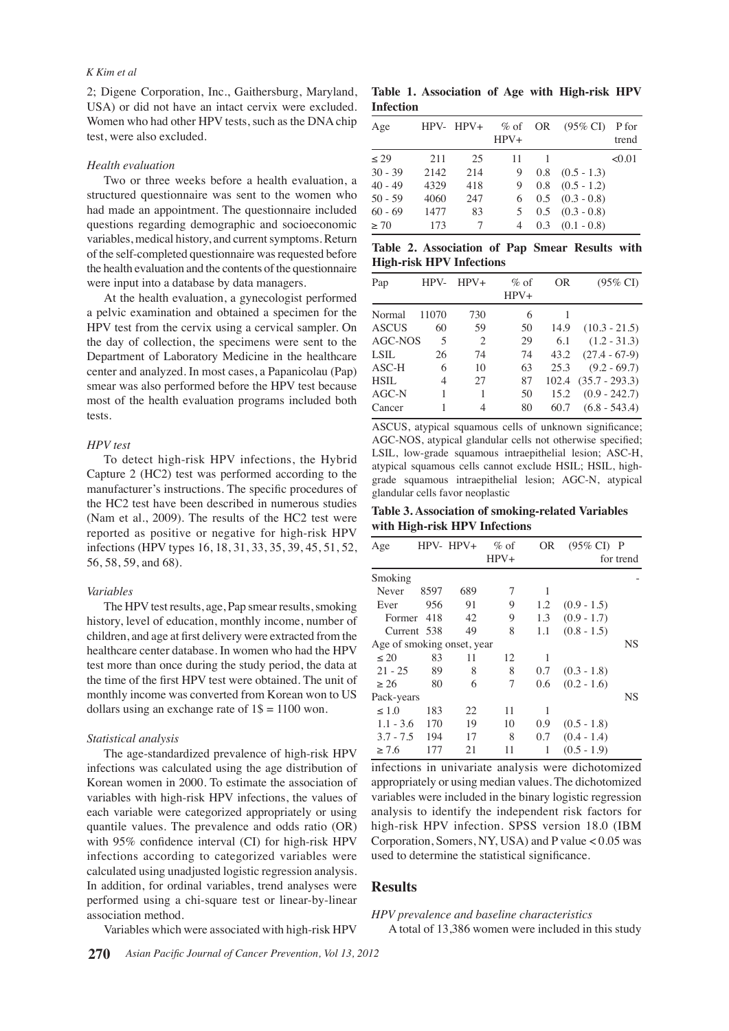2; Digene Corporation, Inc., Gaithersburg, Maryland, USA) or did not have an intact cervix were excluded. Women who had other HPV tests, such as the DNA chip test, were also excluded.

*Health evaluation*

Two or three weeks before a health evaluation, a structured questionnaire was sent to the women who had made an appointment. The questionnaire included questions regarding demographic and socioeconomic variables, medical history, and current symptoms. Return of the self-completed questionnaire was requested before the health evaluation and the contents of the questionnaire were input into a database by data managers.

At the health evaluation, a gynecologist performed a pelvic examination and obtained a specimen for the HPV test from the cervix using a cervical sampler. On the day of collection, the specimens were sent to the Department of Laboratory Medicine in the healthcare center and analyzed. In most cases, a Papanicolau (Pap) smear was also performed before the HPV test because most of the health evaluation programs included both tests.

*HPV test*

To detect high-risk HPV infections, the Hybrid Capture 2 (HC2) test was performed according to the manufacturer's instructions. The specific procedures of the HC2 test have been described in numerous studies (Nam et al., 2009). The results of the HC2 test were reported as positive or negative for high-risk HPV infections (HPV types 16, 18, 31, 33, 35, 39, 45, 51, 52, 56, 58, 59, and 68).

*Variables*

The HPV test results, age, Pap smear results, smoking history, level of education, monthly income, number of children, and age at first delivery were extracted from the healthcare center database. In women who had the HPV test more than once during the study period, the data at the time of the first HPV test were obtained. The unit of monthly income was converted from Korean won to US dollars using an exchange rate of 1$ = 1100 won.

*Statistical analysis*

The age-standardized prevalence of high-risk HPV infections was calculated using the age distribution of Korean women in 2000. To estimate the association of variables with high-risk HPV infections, the values of each variable were categorized appropriately or using quantile values. The prevalence and odds ratio (OR) with 95% confidence interval (CI) for high-risk HPV infections according to categorized variables were calculated using unadjusted logistic regression analysis. In addition, for ordinal variables, trend analyses were performed using a chi-square test or linear-by-linear association method.

Variables which were associated with high-risk HPV infections in univariate analysis were dichotomized appropriately or using median values. The dichotomized variables were included in the binary logistic regression analysis to identify the independent risk factors for high-risk HPV infection. SPSS version 18.0 (IBM Corporation, Somers, NY, USA) and P value < 0.05 was used to determine the statistical significance.

**Table 1. Association of Age with High-risk HPV Infection**

| Age | HPV- | HPV+ | % of HPV+ | OR | (95% CI) | P for trend |
|---|---|---|---|---|---|---|
| ≤ 29 | 211 | 25 | 11 | 1 | | <0.01 |
| 30 - 39 | 2142 | 214 | 9 | 0.8 | (0.5 - 1.3) | |
| 40 - 49 | 4329 | 418 | 9 | 0.8 | (0.5 - 1.2) | |
| 50 - 59 | 4060 | 247 | 6 | 0.5 | (0.3 - 0.8) | |
| 60 - 69 | 1477 | 83 | 5 | 0.5 | (0.3 - 0.8) | |
| ≥ 70 | 173 | 7 | 4 | 0.3 | (0.1 - 0.8) | |

**Table 2. Association of Pap Smear Results with High-risk HPV Infections**

| Pap | HPV- | HPV+ | % of HPV+ | OR | (95% CI) |
|---|---|---|---|---|---|
| Normal | 11070 | 730 | 6 | 1 | |
| ASCUS | 60 | 59 | 50 | 14.9 | (10.3 - 21.5) |
| AGC-NOS | 5 | 2 | 29 | 6.1 | (1.2 - 31.3) |
| LSIL | 26 | 74 | 74 | 43.2 | (27.4 - 67-9) |
| ASC-H | 6 | 10 | 63 | 25.3 | (9.2 - 69.7) |
| HSIL | 4 | 27 | 87 | 102.4 | (35.7 - 293.3) |
| AGC-N | 1 | 1 | 50 | 15.2 | (0.9 - 242.7) |
| Cancer | 1 | 4 | 80 | 60.7 | (6.8 - 543.4) |

ASCUS, atypical squamous cells of unknown significance; AGC-NOS, atypical glandular cells not otherwise specified; LSIL, low-grade squamous intraepithelial lesion; ASC-H, atypical squamous cells cannot exclude HSIL; HSIL, high-grade squamous intraepithelial lesion; AGC-N, atypical glandular cells favor neoplastic

**Table 3. Association of smoking-related Variables with High-risk HPV Infections**

| Age | HPV- | HPV+ | % of HPV+ | OR | (95% CI) | P for trend |
|---|---|---|---|---|---|---|
| Smoking | | | | | | - |
| Never | 8597 | 689 | 7 | 1 | | |
| Ever | 956 | 91 | 9 | 1.2 | (0.9 - 1.5) | |
| Former | 418 | 42 | 9 | 1.3 | (0.9 - 1.7) | |
| Current | 538 | 49 | 8 | 1.1 | (0.8 - 1.5) | |
| Age of smoking onset, year | | | | | | NS |
| ≤ 20 | 83 | 11 | 12 | 1 | | |
| 21 - 25 | 89 | 8 | 8 | 0.7 | (0.3 - 1.8) | |
| ≥ 26 | 80 | 6 | 7 | 0.6 | (0.2 - 1.6) | |
| Pack-years | | | | | | NS |
| ≤ 1.0 | 183 | 22 | 11 | 1 | | |
| 1.1 - 3.6 | 170 | 19 | 10 | 0.9 | (0.5 - 1.8) | |
| 3.7 - 7.5 | 194 | 17 | 8 | 0.7 | (0.4 - 1.4) | |
| ≥ 7.6 | 177 | 21 | 11 | 1 | (0.5 - 1.9) | |

## Results

*HPV prevalence and baseline characteristics*

A total of 13,386 women were included in this study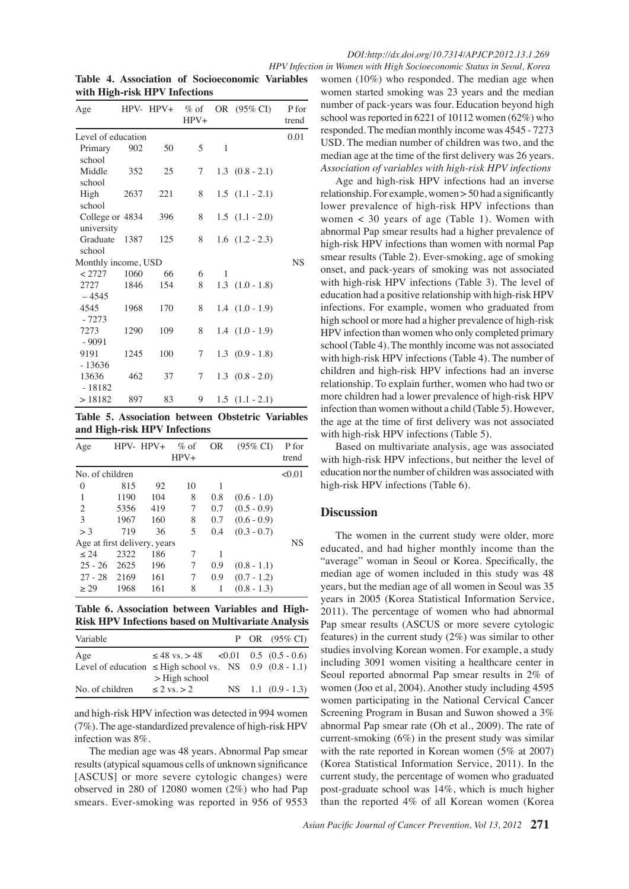**Table 4. Association of Socioeconomic Variables with High-risk HPV Infections**

| Age | HPV- | HPV+ | % of HPV+ | OR | (95% CI) | P for trend |
|---|---|---|---|---|---|---|
| Level of education | | | | | | 0.01 |
| Primary school | 902 | 50 | 5 | 1 | | |
| Middle school | 352 | 25 | 7 | 1.3 | (0.8 - 2.1) | |
| High school | 2637 | 221 | 8 | 1.5 | (1.1 - 2.1) | |
| College or university | 4834 | 396 | 8 | 1.5 | (1.1 - 2.0) | |
| Graduate school | 1387 | 125 | 8 | 1.6 | (1.2 - 2.3) | |
| Monthly income, USD | | | | | | NS |
| < 2727 | 1060 | 66 | 6 | 1 | | |
| 2727 – 4545 | 1846 | 154 | 8 | 1.3 | (1.0 - 1.8) | |
| 4545 - 7273 | 1968 | 170 | 8 | 1.4 | (1.0 - 1.9) | |
| 7273 - 9091 | 1290 | 109 | 8 | 1.4 | (1.0 - 1.9) | |
| 9191 - 13636 | 1245 | 100 | 7 | 1.3 | (0.9 - 1.8) | |
| 13636 - 18182 | 462 | 37 | 7 | 1.3 | (0.8 - 2.0) | |
| > 18182 | 897 | 83 | 9 | 1.5 | (1.1 - 2.1) | |

**Table 5. Association between Obstetric Variables and High-risk HPV Infections**

| Age | HPV- | HPV+ | % of HPV+ | OR | (95% CI) | P for trend |
|---|---|---|---|---|---|---|
| No. of children | | | | | | <0.01 |
| 0 | 815 | 92 | 10 | 1 | | |
| 1 | 1190 | 104 | 8 | 0.8 | (0.6 - 1.0) | |
| 2 | 5356 | 419 | 7 | 0.7 | (0.5 - 0.9) | |
| 3 | 1967 | 160 | 8 | 0.7 | (0.6 - 0.9) | |
| > 3 | 719 | 36 | 5 | 0.4 | (0.3 - 0.7) | |
| Age at first delivery, years | | | | | | NS |
| ≤ 24 | 2322 | 186 | 7 | 1 | | |
| 25 - 26 | 2625 | 196 | 7 | 0.9 | (0.8 - 1.1) | |
| 27 - 28 | 2169 | 161 | 7 | 0.9 | (0.7 - 1.2) | |
| ≥ 29 | 1968 | 161 | 8 | 1 | (0.8 - 1.3) | |

**Table 6. Association between Variables and High-Risk HPV Infections based on Multivariate Analysis**

| Variable | | P | OR | (95% CI) |
|---|---|---|---|---|
| Age | ≤ 48 vs. > 48 | <0.01 | 0.5 | (0.5 - 0.6) |
| Level of education | ≤ High school vs. > High school | NS | 0.9 | (0.8 - 1.1) |
| No. of children | ≤ 2 vs. > 2 | NS | 1.1 | (0.9 - 1.3) |

and high-risk HPV infection was detected in 994 women (7%). The age-standardized prevalence of high-risk HPV infection was 8%.

The median age was 48 years. Abnormal Pap smear results (atypical squamous cells of unknown significance [ASCUS] or more severe cytologic changes) were observed in 280 of 12080 women (2%) who had Pap smears. Ever-smoking was reported in 956 of 9553 women (10%) who responded. The median age when women started smoking was 23 years and the median number of pack-years was four. Education beyond high school was reported in 6221 of 10112 women (62%) who responded. The median monthly income was 4545 - 7273 USD. The median number of children was two, and the median age at the time of the first delivery was 26 years.

*Association of variables with high-risk HPV infections*

Age and high-risk HPV infections had an inverse relationship. For example, women > 50 had a significantly lower prevalence of high-risk HPV infections than women < 30 years of age (Table 1). Women with abnormal Pap smear results had a higher prevalence of high-risk HPV infections than women with normal Pap smear results (Table 2). Ever-smoking, age of smoking onset, and pack-years of smoking was not associated with high-risk HPV infections (Table 3). The level of education had a positive relationship with high-risk HPV infections. For example, women who graduated from high school or more had a higher prevalence of high-risk HPV infection than women who only completed primary school (Table 4). The monthly income was not associated with high-risk HPV infections (Table 4). The number of children and high-risk HPV infections had an inverse relationship. To explain further, women who had two or more children had a lower prevalence of high-risk HPV infection than women without a child (Table 5). However, the age at the time of first delivery was not associated with high-risk HPV infections (Table 5).

Based on multivariate analysis, age was associated with high-risk HPV infections, but neither the level of education nor the number of children was associated with high-risk HPV infections (Table 6).

## Discussion

The women in the current study were older, more educated, and had higher monthly income than the "average" woman in Seoul or Korea. Specifically, the median age of women included in this study was 48 years, but the median age of all women in Seoul was 35 years in 2005 (Korea Statistical Information Service, 2011). The percentage of women who had abnormal Pap smear results (ASCUS or more severe cytologic features) in the current study (2%) was similar to other studies involving Korean women. For example, a study including 3091 women visiting a healthcare center in Seoul reported abnormal Pap smear results in 2% of women (Joo et al, 2004). Another study including 4595 women participating in the National Cervical Cancer Screening Program in Busan and Suwon showed a 3% abnormal Pap smear rate (Oh et al., 2009). The rate of current-smoking (6%) in the present study was similar with the rate reported in Korean women (5% at 2007) (Korea Statistical Information Service, 2011). In the current study, the percentage of women who graduated post-graduate school was 14%, which is much higher than the reported 4% of all Korean women (Korea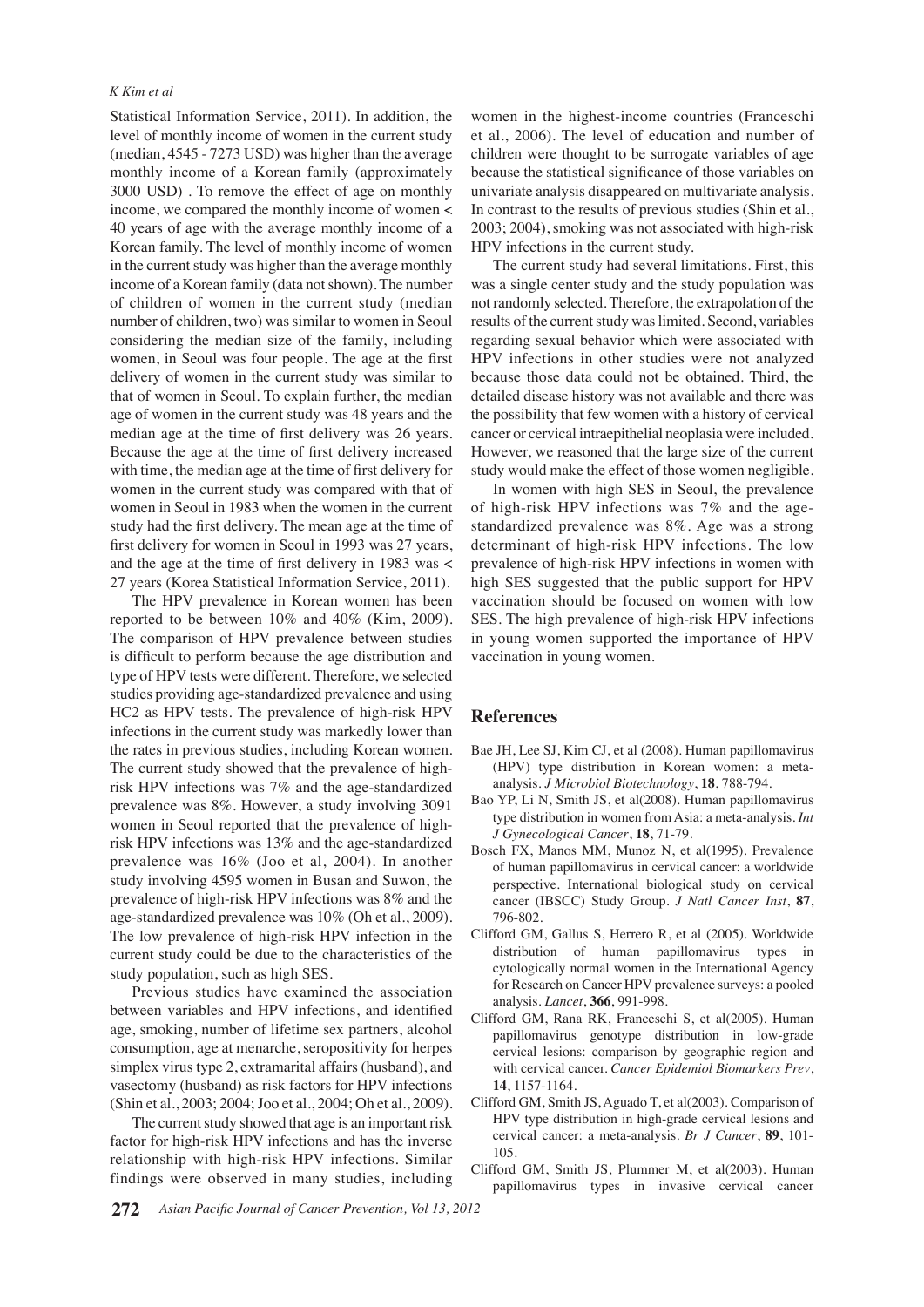Statistical Information Service, 2011). In addition, the level of monthly income of women in the current study (median, 4545 - 7273 USD) was higher than the average monthly income of a Korean family (approximately 3000 USD) . To remove the effect of age on monthly income, we compared the monthly income of women < 40 years of age with the average monthly income of a Korean family. The level of monthly income of women in the current study was higher than the average monthly income of a Korean family (data not shown). The number of children of women in the current study (median number of children, two) was similar to women in Seoul considering the median size of the family, including women, in Seoul was four people. The age at the first delivery of women in the current study was similar to that of women in Seoul. To explain further, the median age of women in the current study was 48 years and the median age at the time of first delivery was 26 years. Because the age at the time of first delivery increased with time, the median age at the time of first delivery for women in the current study was compared with that of women in Seoul in 1983 when the women in the current study had the first delivery. The mean age at the time of first delivery for women in Seoul in 1993 was 27 years, and the age at the time of first delivery in 1983 was < 27 years (Korea Statistical Information Service, 2011).

The HPV prevalence in Korean women has been reported to be between 10% and 40% (Kim, 2009). The comparison of HPV prevalence between studies is difficult to perform because the age distribution and type of HPV tests were different. Therefore, we selected studies providing age-standardized prevalence and using HC2 as HPV tests. The prevalence of high-risk HPV infections in the current study was markedly lower than the rates in previous studies, including Korean women. The current study showed that the prevalence of high-risk HPV infections was 7% and the age-standardized prevalence was 8%. However, a study involving 3091 women in Seoul reported that the prevalence of high-risk HPV infections was 13% and the age-standardized prevalence was 16% (Joo et al, 2004). In another study involving 4595 women in Busan and Suwon, the prevalence of high-risk HPV infections was 8% and the age-standardized prevalence was 10% (Oh et al., 2009). The low prevalence of high-risk HPV infection in the current study could be due to the characteristics of the study population, such as high SES.

Previous studies have examined the association between variables and HPV infections, and identified age, smoking, number of lifetime sex partners, alcohol consumption, age at menarche, seropositivity for herpes simplex virus type 2, extramarital affairs (husband), and vasectomy (husband) as risk factors for HPV infections (Shin et al., 2003; 2004; Joo et al., 2004; Oh et al., 2009).

The current study showed that age is an important risk factor for high-risk HPV infections and has the inverse relationship with high-risk HPV infections. Similar findings were observed in many studies, including women in the highest-income countries (Franceschi et al., 2006). The level of education and number of children were thought to be surrogate variables of age because the statistical significance of those variables on univariate analysis disappeared on multivariate analysis. In contrast to the results of previous studies (Shin et al., 2003; 2004), smoking was not associated with high-risk HPV infections in the current study.

The current study had several limitations. First, this was a single center study and the study population was not randomly selected. Therefore, the extrapolation of the results of the current study was limited. Second, variables regarding sexual behavior which were associated with HPV infections in other studies were not analyzed because those data could not be obtained. Third, the detailed disease history was not available and there was the possibility that few women with a history of cervical cancer or cervical intraepithelial neoplasia were included. However, we reasoned that the large size of the current study would make the effect of those women negligible.

In women with high SES in Seoul, the prevalence of high-risk HPV infections was 7% and the age-standardized prevalence was 8%. Age was a strong determinant of high-risk HPV infections. The low prevalence of high-risk HPV infections in women with high SES suggested that the public support for HPV vaccination should be focused on women with low SES. The high prevalence of high-risk HPV infections in young women supported the importance of HPV vaccination in young women.

## References

Bae JH, Lee SJ, Kim CJ, et al (2008). Human papillomavirus (HPV) type distribution in Korean women: a meta-analysis. *J Microbiol Biotechnology*, **18**, 788-794.

Bao YP, Li N, Smith JS, et al(2008). Human papillomavirus type distribution in women from Asia: a meta-analysis. *Int J Gynecological Cancer*, **18**, 71-79.

Bosch FX, Manos MM, Munoz N, et al(1995). Prevalence of human papillomavirus in cervical cancer: a worldwide perspective. International biological study on cervical cancer (IBSCC) Study Group. *J Natl Cancer Inst*, **87**, 796-802.

Clifford GM, Gallus S, Herrero R, et al (2005). Worldwide distribution of human papillomavirus types in cytologically normal women in the International Agency for Research on Cancer HPV prevalence surveys: a pooled analysis. *Lancet*, **366**, 991-998.

Clifford GM, Rana RK, Franceschi S, et al(2005). Human papillomavirus genotype distribution in low-grade cervical lesions: comparison by geographic region and with cervical cancer. *Cancer Epidemiol Biomarkers Prev*, **14**, 1157-1164.

Clifford GM, Smith JS, Aguado T, et al(2003). Comparison of HPV type distribution in high-grade cervical lesions and cervical cancer: a meta-analysis. *Br J Cancer*, **89**, 101-105.

Clifford GM, Smith JS, Plummer M, et al(2003). Human papillomavirus types in invasive cervical cancer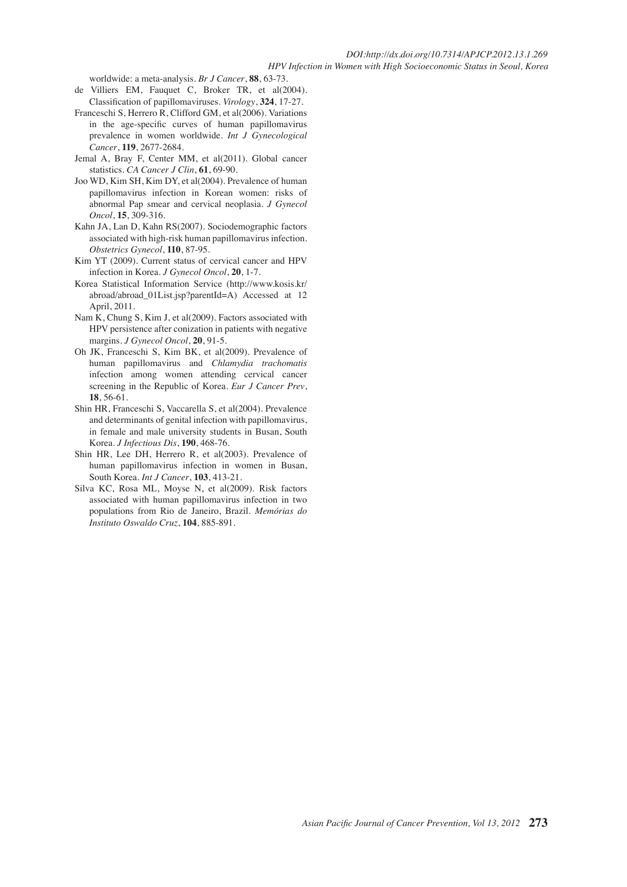worldwide: a meta-analysis. *Br J Cancer*, **88**, 63-73.

de Villiers EM, Fauquet C, Broker TR, et al(2004). Classification of papillomaviruses. *Virology*, **324**, 17-27.

Franceschi S, Herrero R, Clifford GM, et al(2006). Variations in the age-specific curves of human papillomavirus prevalence in women worldwide. *Int J Gynecological Cancer*, **119**, 2677-2684.

Jemal A, Bray F, Center MM, et al(2011). Global cancer statistics. *CA Cancer J Clin*, **61**, 69-90.

Joo WD, Kim SH, Kim DY, et al(2004). Prevalence of human papillomavirus infection in Korean women: risks of abnormal Pap smear and cervical neoplasia. *J Gynecol Oncol*, **15**, 309-316.

Kahn JA, Lan D, Kahn RS(2007). Sociodemographic factors associated with high-risk human papillomavirus infection. *Obstetrics Gynecol*, **110**, 87-95.

Kim YT (2009). Current status of cervical cancer and HPV infection in Korea. *J Gynecol Oncol*, **20**, 1-7.

Korea Statistical Information Service (http://www.kosis.kr/abroad/abroad_01List.jsp?parentId=A) Accessed at 12 April, 2011.

Nam K, Chung S, Kim J, et al(2009). Factors associated with HPV persistence after conization in patients with negative margins. *J Gynecol Oncol*, **20**, 91-5.

Oh JK, Franceschi S, Kim BK, et al(2009). Prevalence of human papillomavirus and *Chlamydia trachomatis* infection among women attending cervical cancer screening in the Republic of Korea. *Eur J Cancer Prev*, **18**, 56-61.

Shin HR, Franceschi S, Vaccarella S, et al(2004). Prevalence and determinants of genital infection with papillomavirus, in female and male university students in Busan, South Korea. *J Infectious Dis*, **190**, 468-76.

Shin HR, Lee DH, Herrero R, et al(2003). Prevalence of human papillomavirus infection in women in Busan, South Korea. *Int J Cancer*, **103**, 413-21.

Silva KC, Rosa ML, Moyse N, et al(2009). Risk factors associated with human papillomavirus infection in two populations from Rio de Janeiro, Brazil. *Memórias do Instituto Oswaldo Cruz*, **104**, 885-891.